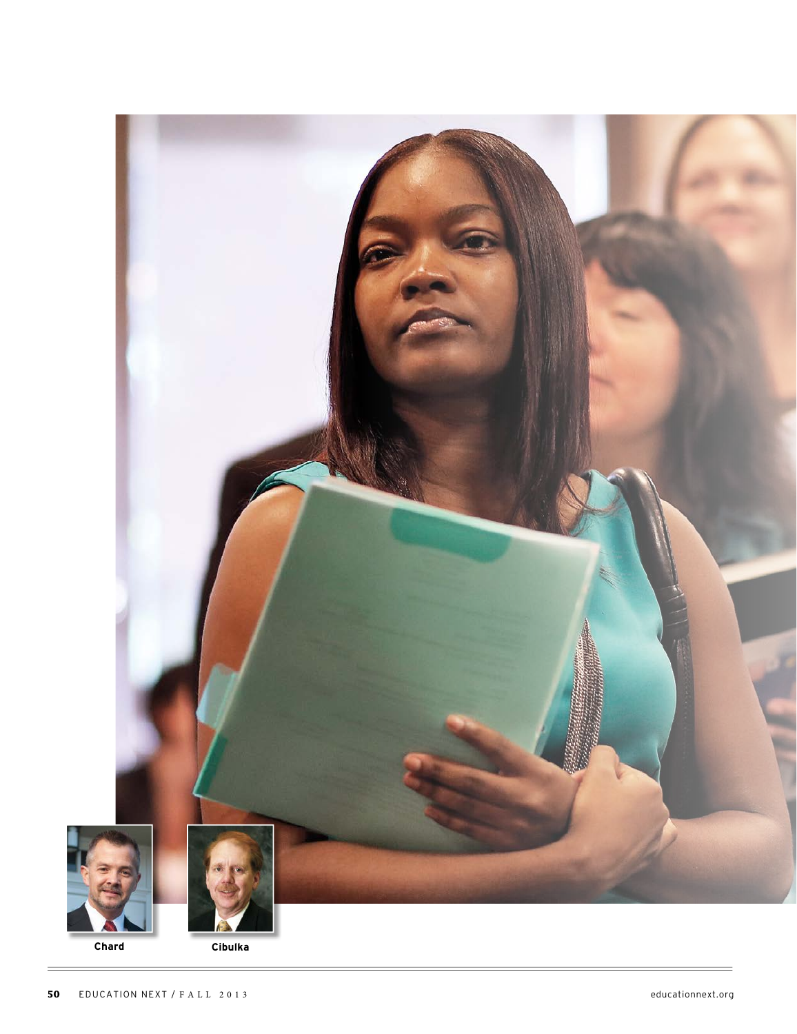Chard

Cibulka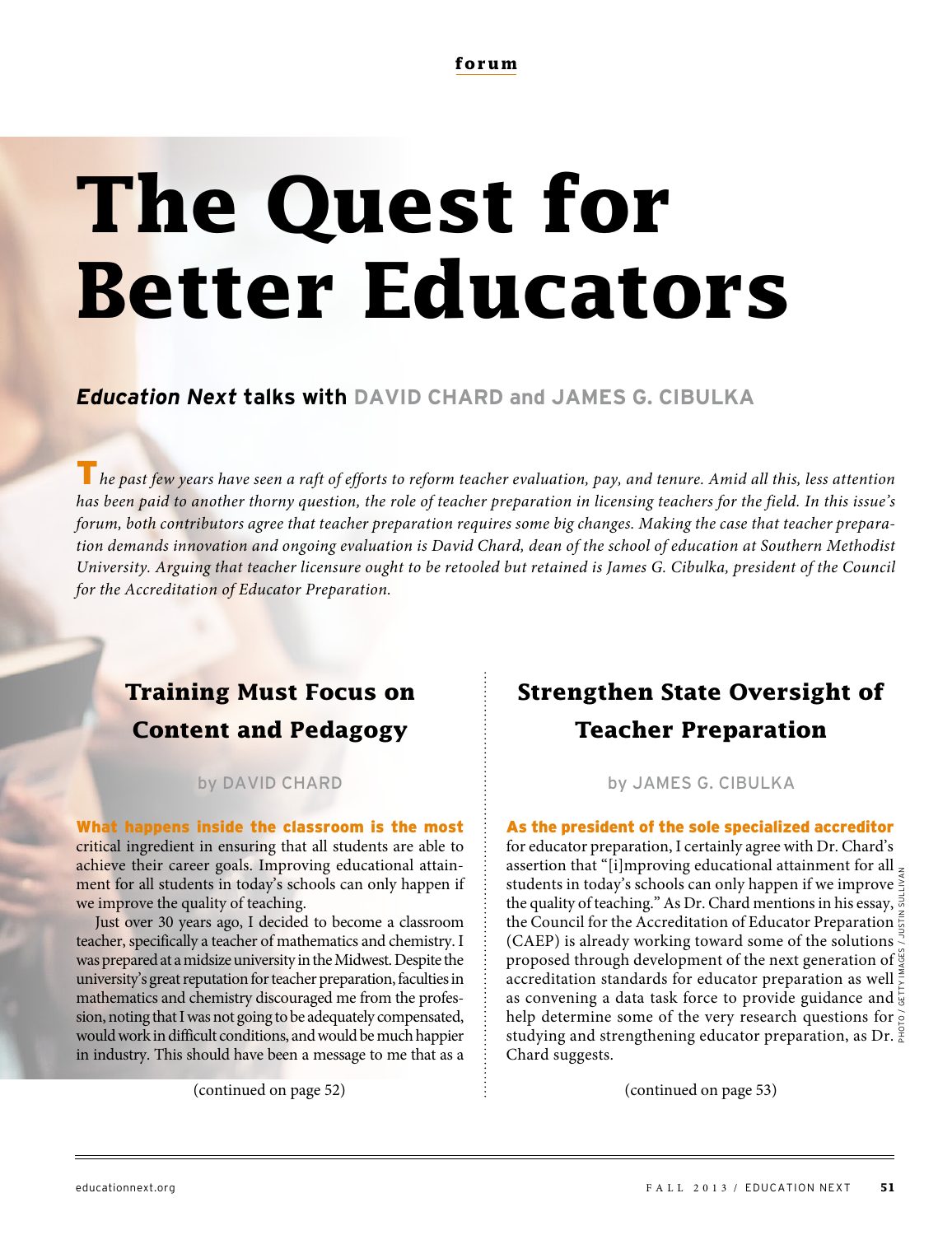# The Quest for Better Educators

***Education Next*** **talks with DAVID CHARD and JAMES G. CIBULKA**

*The past few years have seen a raft of efforts to reform teacher evaluation, pay, and tenure. Amid all this, less attention has been paid to another thorny question, the role of teacher preparation in licensing teachers for the field. In this issue's forum, both contributors agree that teacher preparation requires some big changes. Making the case that teacher preparation demands innovation and ongoing evaluation is David Chard, dean of the school of education at Southern Methodist University. Arguing that teacher licensure ought to be retooled but retained is James G. Cibulka, president of the Council for the Accreditation of Educator Preparation.*

## Training Must Focus on Content and Pedagogy

by DAVID CHARD

**What happens inside the classroom is the most** critical ingredient in ensuring that all students are able to achieve their career goals. Improving educational attainment for all students in today's schools can only happen if we improve the quality of teaching.

Just over 30 years ago, I decided to become a classroom teacher, specifically a teacher of mathematics and chemistry. I was prepared at a midsize university in the Midwest. Despite the university's great reputation for teacher preparation, faculties in mathematics and chemistry discouraged me from the profession, noting that I was not going to be adequately compensated, would work in difficult conditions, and would be much happier in industry. This should have been a message to me that as a

(continued on page 52)

## Strengthen State Oversight of Teacher Preparation

by JAMES G. CIBULKA

**As the president of the sole specialized accreditor** for educator preparation, I certainly agree with Dr. Chard's assertion that "[i]mproving educational attainment for all students in today's schools can only happen if we improve the quality of teaching." As Dr. Chard mentions in his essay, the Council for the Accreditation of Educator Preparation (CAEP) is already working toward some of the solutions proposed through development of the next generation of accreditation standards for educator preparation as well as convening a data task force to provide guidance and help determine some of the very research questions for studying and strengthening educator preparation, as Dr. Chard suggests.

(continued on page 53)

PHOTO / GETTY IMAGES / JUSTIN SULLIVAN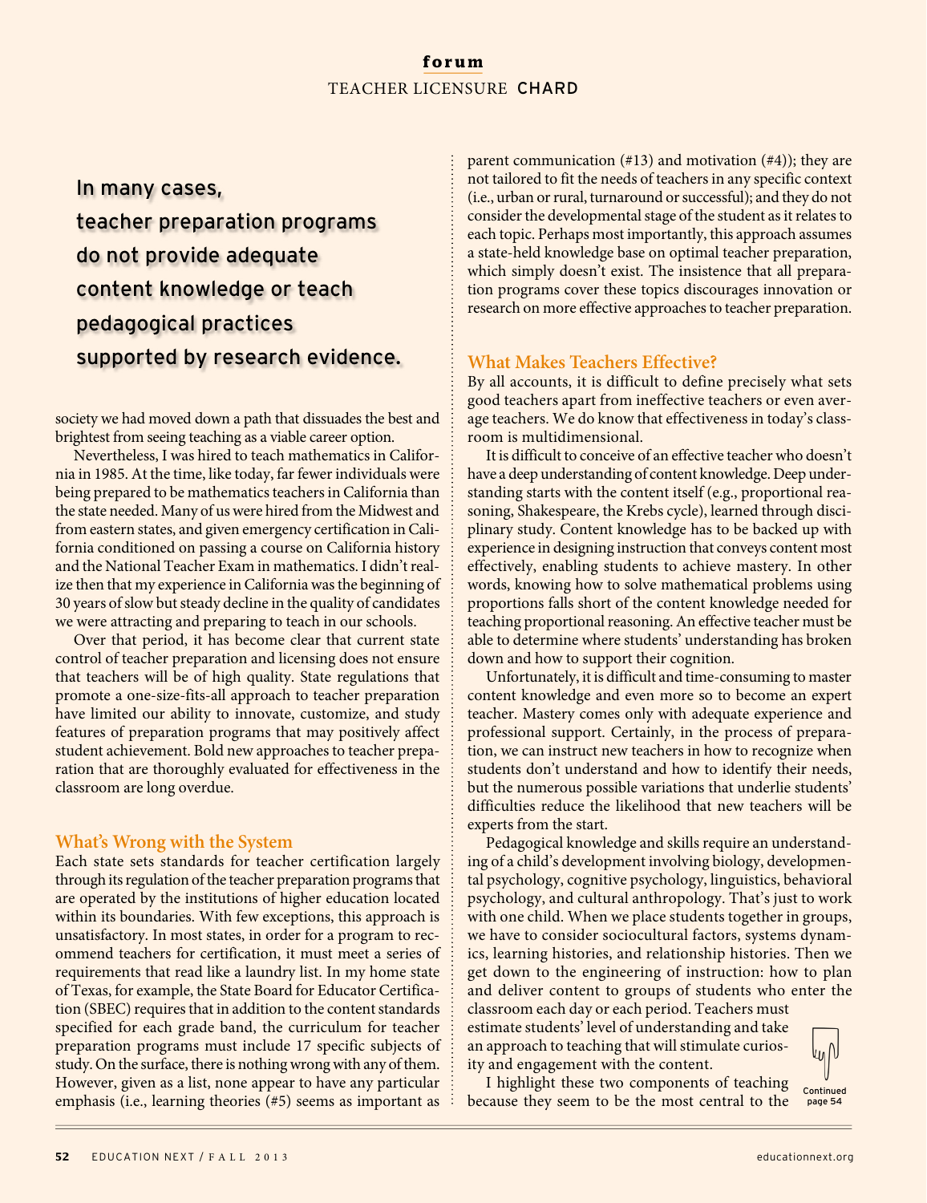In many cases, teacher preparation programs do not provide adequate content knowledge or teach pedagogical practices supported by research evidence.

society we had moved down a path that dissuades the best and brightest from seeing teaching as a viable career option.

Nevertheless, I was hired to teach mathematics in California in 1985. At the time, like today, far fewer individuals were being prepared to be mathematics teachers in California than the state needed. Many of us were hired from the Midwest and from eastern states, and given emergency certification in California conditioned on passing a course on California history and the National Teacher Exam in mathematics. I didn't realize then that my experience in California was the beginning of 30 years of slow but steady decline in the quality of candidates we were attracting and preparing to teach in our schools.

Over that period, it has become clear that current state control of teacher preparation and licensing does not ensure that teachers will be of high quality. State regulations that promote a one-size-fits-all approach to teacher preparation have limited our ability to innovate, customize, and study features of preparation programs that may positively affect student achievement. Bold new approaches to teacher preparation that are thoroughly evaluated for effectiveness in the classroom are long overdue.

## What's Wrong with the System

Each state sets standards for teacher certification largely through its regulation of the teacher preparation programs that are operated by the institutions of higher education located within its boundaries. With few exceptions, this approach is unsatisfactory. In most states, in order for a program to recommend teachers for certification, it must meet a series of requirements that read like a laundry list. In my home state of Texas, for example, the State Board for Educator Certification (SBEC) requires that in addition to the content standards specified for each grade band, the curriculum for teacher preparation programs must include 17 specific subjects of study. On the surface, there is nothing wrong with any of them. However, given as a list, none appear to have any particular emphasis (i.e., learning theories (#5) seems as important as parent communication (#13) and motivation (#4)); they are not tailored to fit the needs of teachers in any specific context (i.e., urban or rural, turnaround or successful); and they do not consider the developmental stage of the student as it relates to each topic. Perhaps most importantly, this approach assumes a state-held knowledge base on optimal teacher preparation, which simply doesn't exist. The insistence that all preparation programs cover these topics discourages innovation or research on more effective approaches to teacher preparation.

## What Makes Teachers Effective?

By all accounts, it is difficult to define precisely what sets good teachers apart from ineffective teachers or even average teachers. We do know that effectiveness in today's classroom is multidimensional.

It is difficult to conceive of an effective teacher who doesn't have a deep understanding of content knowledge. Deep understanding starts with the content itself (e.g., proportional reasoning, Shakespeare, the Krebs cycle), learned through disciplinary study. Content knowledge has to be backed up with experience in designing instruction that conveys content most effectively, enabling students to achieve mastery. In other words, knowing how to solve mathematical problems using proportions falls short of the content knowledge needed for teaching proportional reasoning. An effective teacher must be able to determine where students' understanding has broken down and how to support their cognition.

Unfortunately, it is difficult and time-consuming to master content knowledge and even more so to become an expert teacher. Mastery comes only with adequate experience and professional support. Certainly, in the process of preparation, we can instruct new teachers in how to recognize when students don't understand and how to identify their needs, but the numerous possible variations that underlie students' difficulties reduce the likelihood that new teachers will be experts from the start.

Pedagogical knowledge and skills require an understanding of a child's development involving biology, developmental psychology, cognitive psychology, linguistics, behavioral psychology, and cultural anthropology. That's just to work with one child. When we place students together in groups, we have to consider sociocultural factors, systems dynamics, learning histories, and relationship histories. Then we get down to the engineering of instruction: how to plan and deliver content to groups of students who enter the classroom each day or each period. Teachers must estimate students' level of understanding and take an approach to teaching that will stimulate curiosity and engagement with the content.

I highlight these two components of teaching because they seem to be the most central to the

Continued page 54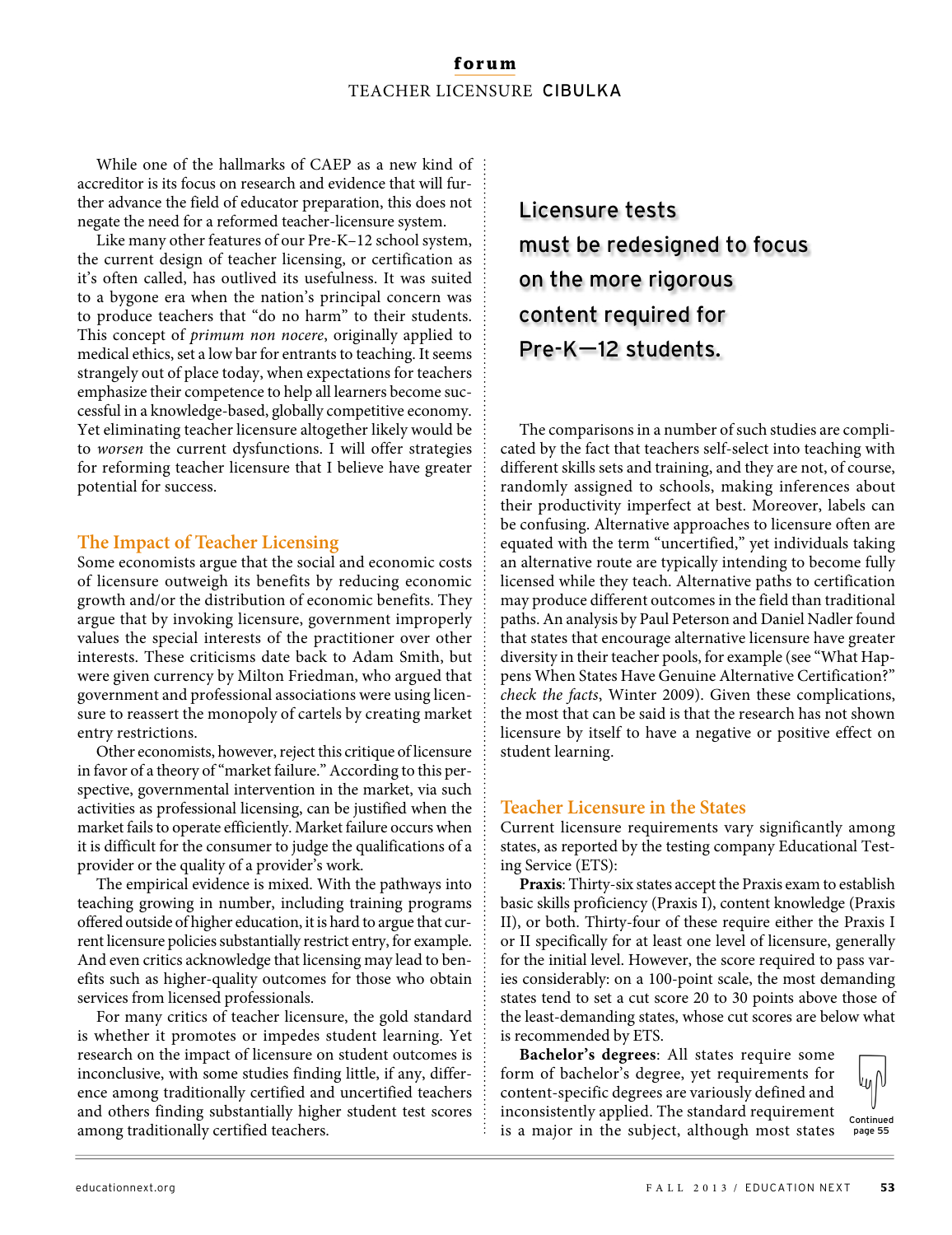While one of the hallmarks of CAEP as a new kind of accreditor is its focus on research and evidence that will further advance the field of educator preparation, this does not negate the need for a reformed teacher-licensure system.

Like many other features of our Pre-K–12 school system, the current design of teacher licensing, or certification as it's often called, has outlived its usefulness. It was suited to a bygone era when the nation's principal concern was to produce teachers that "do no harm" to their students. This concept of *primum non nocere*, originally applied to medical ethics, set a low bar for entrants to teaching. It seems strangely out of place today, when expectations for teachers emphasize their competence to help all learners become successful in a knowledge-based, globally competitive economy. Yet eliminating teacher licensure altogether likely would be to *worsen* the current dysfunctions. I will offer strategies for reforming teacher licensure that I believe have greater potential for success.

## The Impact of Teacher Licensing

Some economists argue that the social and economic costs of licensure outweigh its benefits by reducing economic growth and/or the distribution of economic benefits. They argue that by invoking licensure, government improperly values the special interests of the practitioner over other interests. These criticisms date back to Adam Smith, but were given currency by Milton Friedman, who argued that government and professional associations were using licensure to reassert the monopoly of cartels by creating market entry restrictions.

Other economists, however, reject this critique of licensure in favor of a theory of "market failure." According to this perspective, governmental intervention in the market, via such activities as professional licensing, can be justified when the market fails to operate efficiently. Market failure occurs when it is difficult for the consumer to judge the qualifications of a provider or the quality of a provider's work.

The empirical evidence is mixed. With the pathways into teaching growing in number, including training programs offered outside of higher education, it is hard to argue that current licensure policies substantially restrict entry, for example. And even critics acknowledge that licensing may lead to benefits such as higher-quality outcomes for those who obtain services from licensed professionals.

For many critics of teacher licensure, the gold standard is whether it promotes or impedes student learning. Yet research on the impact of licensure on student outcomes is inconclusive, with some studies finding little, if any, difference among traditionally certified and uncertified teachers and others finding substantially higher student test scores among traditionally certified teachers.

> Licensure tests must be redesigned to focus on the more rigorous content required for Pre-K—12 students.

The comparisons in a number of such studies are complicated by the fact that teachers self-select into teaching with different skills sets and training, and they are not, of course, randomly assigned to schools, making inferences about their productivity imperfect at best. Moreover, labels can be confusing. Alternative approaches to licensure often are equated with the term "uncertified," yet individuals taking an alternative route are typically intending to become fully licensed while they teach. Alternative paths to certification may produce different outcomes in the field than traditional paths. An analysis by Paul Peterson and Daniel Nadler found that states that encourage alternative licensure have greater diversity in their teacher pools, for example (see "What Happens When States Have Genuine Alternative Certification?" *check the facts*, Winter 2009). Given these complications, the most that can be said is that the research has not shown licensure by itself to have a negative or positive effect on student learning.

## Teacher Licensure in the States

Current licensure requirements vary significantly among states, as reported by the testing company Educational Testing Service (ETS):

**Praxis**: Thirty-six states accept the Praxis exam to establish basic skills proficiency (Praxis I), content knowledge (Praxis II), or both. Thirty-four of these require either the Praxis I or II specifically for at least one level of licensure, generally for the initial level. However, the score required to pass varies considerably: on a 100-point scale, the most demanding states tend to set a cut score 20 to 30 points above those of the least-demanding states, whose cut scores are below what is recommended by ETS.

**Bachelor's degrees**: All states require some form of bachelor's degree, yet requirements for content-specific degrees are variously defined and inconsistently applied. The standard requirement is a major in the subject, although most states

Continued page 55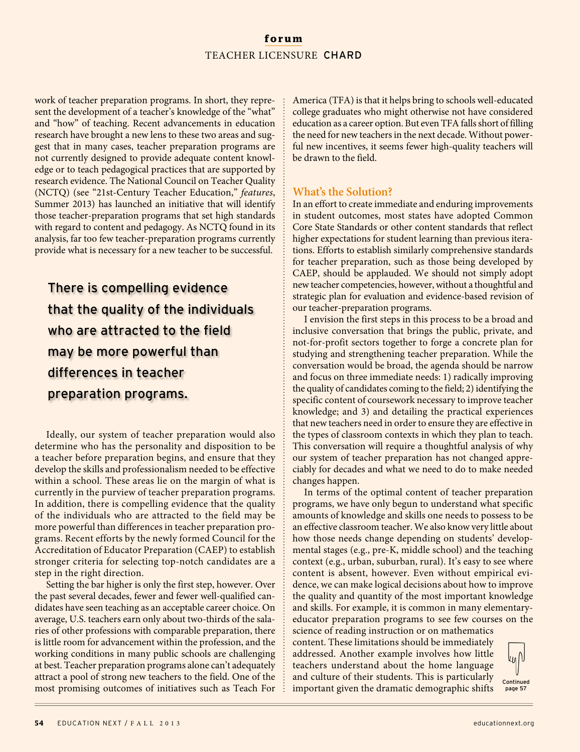work of teacher preparation programs. In short, they represent the development of a teacher's knowledge of the "what" and "how" of teaching. Recent advancements in education research have brought a new lens to these two areas and suggest that in many cases, teacher preparation programs are not currently designed to provide adequate content knowledge or to teach pedagogical practices that are supported by research evidence. The National Council on Teacher Quality (NCTQ) (see "21st-Century Teacher Education," *features*, Summer 2013) has launched an initiative that will identify those teacher-preparation programs that set high standards with regard to content and pedagogy. As NCTQ found in its analysis, far too few teacher-preparation programs currently provide what is necessary for a new teacher to be successful.

> There is compelling evidence that the quality of the individuals who are attracted to the field may be more powerful than differences in teacher preparation programs.

Ideally, our system of teacher preparation would also determine who has the personality and disposition to be a teacher before preparation begins, and ensure that they develop the skills and professionalism needed to be effective within a school. These areas lie on the margin of what is currently in the purview of teacher preparation programs. In addition, there is compelling evidence that the quality of the individuals who are attracted to the field may be more powerful than differences in teacher preparation programs. Recent efforts by the newly formed Council for the Accreditation of Educator Preparation (CAEP) to establish stronger criteria for selecting top-notch candidates are a step in the right direction.

Setting the bar higher is only the first step, however. Over the past several decades, fewer and fewer well-qualified candidates have seen teaching as an acceptable career choice. On average, U.S. teachers earn only about two-thirds of the salaries of other professions with comparable preparation, there is little room for advancement within the profession, and the working conditions in many public schools are challenging at best. Teacher preparation programs alone can't adequately attract a pool of strong new teachers to the field. One of the most promising outcomes of initiatives such as Teach For America (TFA) is that it helps bring to schools well-educated college graduates who might otherwise not have considered education as a career option. But even TFA falls short of filling the need for new teachers in the next decade. Without powerful new incentives, it seems fewer high-quality teachers will be drawn to the field.

## What's the Solution?

In an effort to create immediate and enduring improvements in student outcomes, most states have adopted Common Core State Standards or other content standards that reflect higher expectations for student learning than previous iterations. Efforts to establish similarly comprehensive standards for teacher preparation, such as those being developed by CAEP, should be applauded. We should not simply adopt new teacher competencies, however, without a thoughtful and strategic plan for evaluation and evidence-based revision of our teacher-preparation programs.

I envision the first steps in this process to be a broad and inclusive conversation that brings the public, private, and not-for-profit sectors together to forge a concrete plan for studying and strengthening teacher preparation. While the conversation would be broad, the agenda should be narrow and focus on three immediate needs: 1) radically improving the quality of candidates coming to the field; 2) identifying the specific content of coursework necessary to improve teacher knowledge; and 3) and detailing the practical experiences that new teachers need in order to ensure they are effective in the types of classroom contexts in which they plan to teach. This conversation will require a thoughtful analysis of why our system of teacher preparation has not changed appreciably for decades and what we need to do to make needed changes happen.

In terms of the optimal content of teacher preparation programs, we have only begun to understand what specific amounts of knowledge and skills one needs to possess to be an effective classroom teacher. We also know very little about how those needs change depending on students' developmental stages (e.g., pre-K, middle school) and the teaching context (e.g., urban, suburban, rural). It's easy to see where content is absent, however. Even without empirical evidence, we can make logical decisions about how to improve the quality and quantity of the most important knowledge and skills. For example, it is common in many elementary-educator preparation programs to see few courses on the science of reading instruction or on mathematics content. These limitations should be immediately addressed. Another example involves how little teachers understand about the home language and culture of their students. This is particularly important given the dramatic demographic shifts

Continued page 57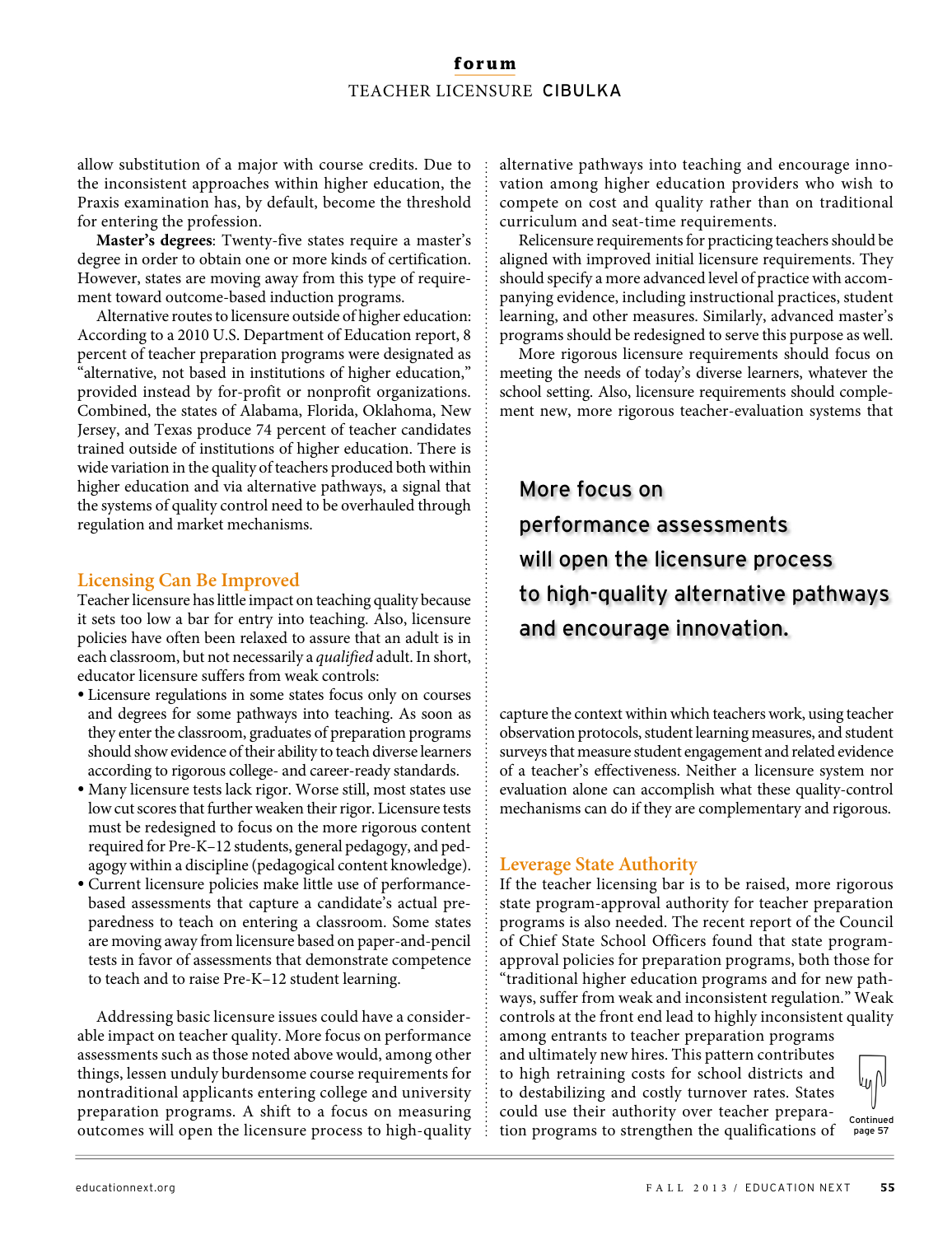allow substitution of a major with course credits. Due to the inconsistent approaches within higher education, the Praxis examination has, by default, become the threshold for entering the profession.

**Master's degrees**: Twenty-five states require a master's degree in order to obtain one or more kinds of certification. However, states are moving away from this type of requirement toward outcome-based induction programs.

Alternative routes to licensure outside of higher education: According to a 2010 U.S. Department of Education report, 8 percent of teacher preparation programs were designated as "alternative, not based in institutions of higher education," provided instead by for-profit or nonprofit organizations. Combined, the states of Alabama, Florida, Oklahoma, New Jersey, and Texas produce 74 percent of teacher candidates trained outside of institutions of higher education. There is wide variation in the quality of teachers produced both within higher education and via alternative pathways, a signal that the systems of quality control need to be overhauled through regulation and market mechanisms.

## Licensing Can Be Improved

Teacher licensure has little impact on teaching quality because it sets too low a bar for entry into teaching. Also, licensure policies have often been relaxed to assure that an adult is in each classroom, but not necessarily a *qualified* adult. In short, educator licensure suffers from weak controls:

- Licensure regulations in some states focus only on courses and degrees for some pathways into teaching. As soon as they enter the classroom, graduates of preparation programs should show evidence of their ability to teach diverse learners according to rigorous college- and career-ready standards.
- Many licensure tests lack rigor. Worse still, most states use low cut scores that further weaken their rigor. Licensure tests must be redesigned to focus on the more rigorous content required for Pre-K–12 students, general pedagogy, and pedagogy within a discipline (pedagogical content knowledge).
- Current licensure policies make little use of performance-based assessments that capture a candidate's actual preparedness to teach on entering a classroom. Some states are moving away from licensure based on paper-and-pencil tests in favor of assessments that demonstrate competence to teach and to raise Pre-K–12 student learning.

Addressing basic licensure issues could have a considerable impact on teacher quality. More focus on performance assessments such as those noted above would, among other things, lessen unduly burdensome course requirements for nontraditional applicants entering college and university preparation programs. A shift to a focus on measuring outcomes will open the licensure process to high-quality alternative pathways into teaching and encourage innovation among higher education providers who wish to compete on cost and quality rather than on traditional curriculum and seat-time requirements.

Relicensure requirements for practicing teachers should be aligned with improved initial licensure requirements. They should specify a more advanced level of practice with accompanying evidence, including instructional practices, student learning, and other measures. Similarly, advanced master's programs should be redesigned to serve this purpose as well.

More rigorous licensure requirements should focus on meeting the needs of today's diverse learners, whatever the school setting. Also, licensure requirements should complement new, more rigorous teacher-evaluation systems that capture the context within which teachers work, using teacher observation protocols, student learning measures, and student surveys that measure student engagement and related evidence of a teacher's effectiveness. Neither a licensure system nor evaluation alone can accomplish what these quality-control mechanisms can do if they are complementary and rigorous.

> More focus on performance assessments will open the licensure process to high-quality alternative pathways and encourage innovation.

## Leverage State Authority

If the teacher licensing bar is to be raised, more rigorous state program-approval authority for teacher preparation programs is also needed. The recent report of the Council of Chief State School Officers found that state program-approval policies for preparation programs, both those for "traditional higher education programs and for new pathways, suffer from weak and inconsistent regulation." Weak controls at the front end lead to highly inconsistent quality among entrants to teacher preparation programs and ultimately new hires. This pattern contributes to high retraining costs for school districts and to destabilizing and costly turnover rates. States could use their authority over teacher preparation programs to strengthen the qualifications of

Continued page 57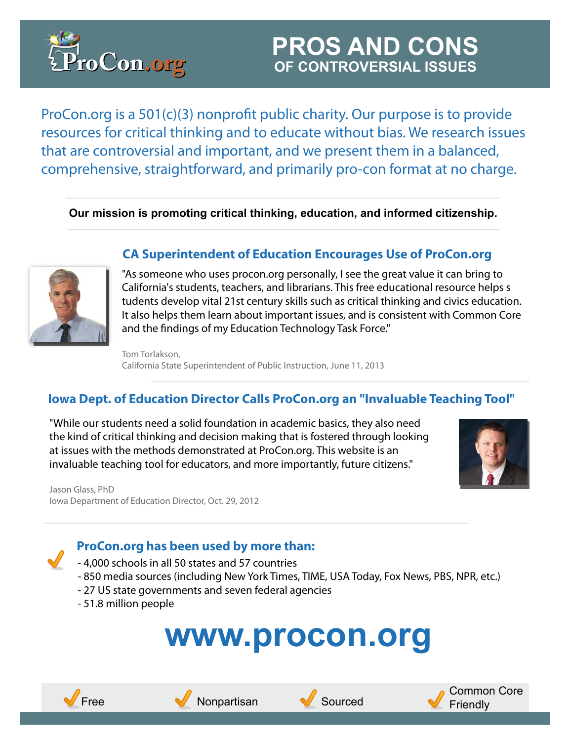# ProCon.org

## PROS AND CONS OF CONTROVERSIAL ISSUES

ProCon.org is a 501(c)(3) nonprofit public charity. Our purpose is to provide resources for critical thinking and to educate without bias. We research issues that are controversial and important, and we present them in a balanced, comprehensive, straightforward, and primarily pro-con format at no charge.

**Our mission is promoting critical thinking, education, and informed citizenship.**

### CA Superintendent of Education Encourages Use of ProCon.org

"As someone who uses procon.org personally, I see the great value it can bring to California's students, teachers, and librarians. This free educational resource helps s tudents develop vital 21st century skills such as critical thinking and civics education. It also helps them learn about important issues, and is consistent with Common Core and the findings of my Education Technology Task Force."

Tom Torlakson,
California State Superintendent of Public Instruction, June 11, 2013

### Iowa Dept. of Education Director Calls ProCon.org an "Invaluable Teaching Tool"

"While our students need a solid foundation in academic basics, they also need the kind of critical thinking and decision making that is fostered through looking at issues with the methods demonstrated at ProCon.org. This website is an invaluable teaching tool for educators, and more importantly, future citizens."

Jason Glass, PhD
Iowa Department of Education Director, Oct. 29, 2012

### ProCon.org has been used by more than:

- 4,000 schools in all 50 states and 57 countries
- 850 media sources (including New York Times, TIME, USA Today, Fox News, PBS, NPR, etc.)
- 27 US state governments and seven federal agencies
- 51.8 million people

# www.procon.org

✓ Free ✓ Nonpartisan ✓ Sourced ✓ Common Core Friendly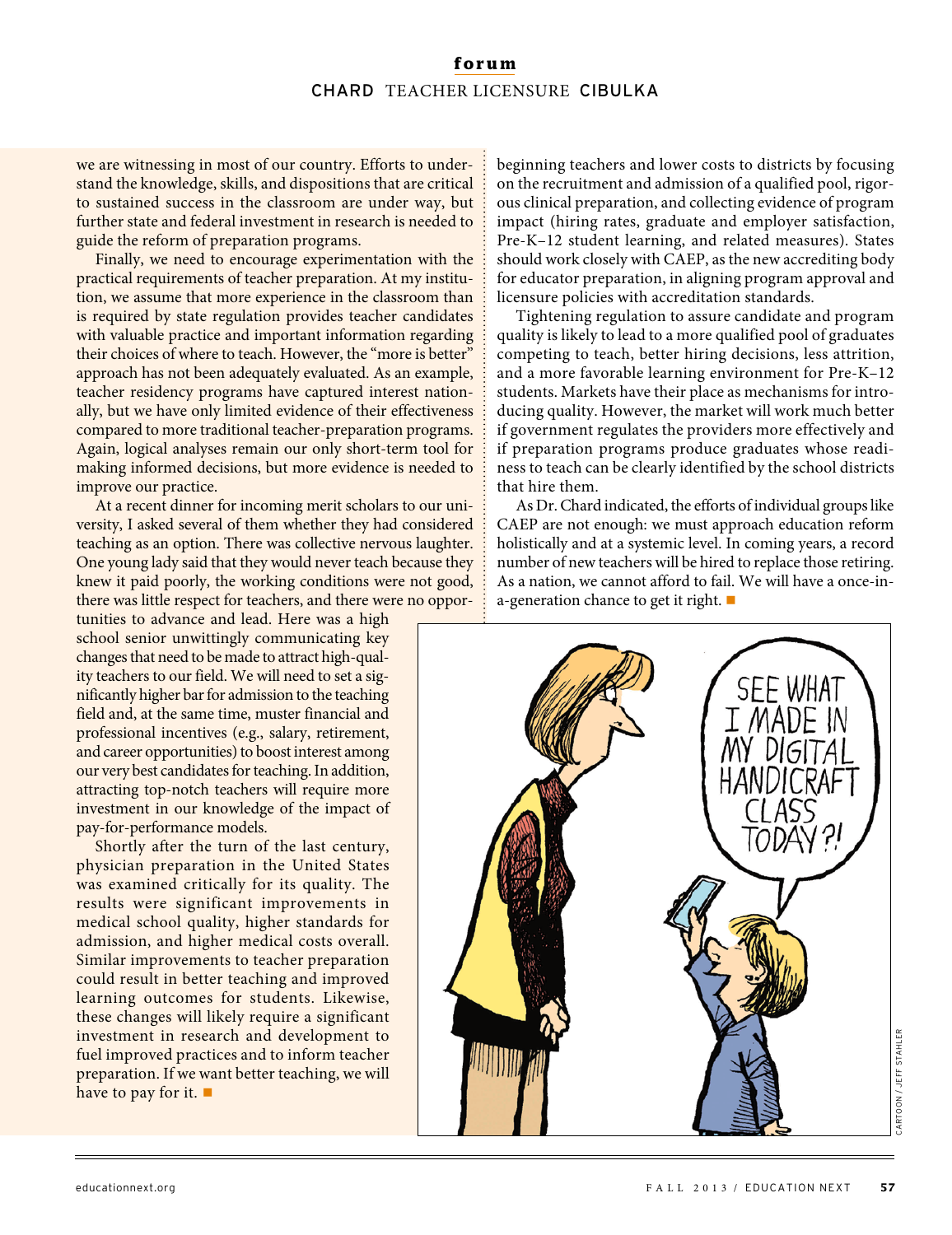we are witnessing in most of our country. Efforts to understand the knowledge, skills, and dispositions that are critical to sustained success in the classroom are under way, but further state and federal investment in research is needed to guide the reform of preparation programs.

Finally, we need to encourage experimentation with the practical requirements of teacher preparation. At my institution, we assume that more experience in the classroom than is required by state regulation provides teacher candidates with valuable practice and important information regarding their choices of where to teach. However, the "more is better" approach has not been adequately evaluated. As an example, teacher residency programs have captured interest nationally, but we have only limited evidence of their effectiveness compared to more traditional teacher-preparation programs. Again, logical analyses remain our only short-term tool for making informed decisions, but more evidence is needed to improve our practice.

At a recent dinner for incoming merit scholars to our university, I asked several of them whether they had considered teaching as an option. There was collective nervous laughter. One young lady said that they would never teach because they knew it paid poorly, the working conditions were not good, there was little respect for teachers, and there were no opportunities to advance and lead. Here was a high school senior unwittingly communicating key changes that need to be made to attract high-quality teachers to our field. We will need to set a significantly higher bar for admission to the teaching field and, at the same time, muster financial and professional incentives (e.g., salary, retirement, and career opportunities) to boost interest among our very best candidates for teaching. In addition, attracting top-notch teachers will require more investment in our knowledge of the impact of pay-for-performance models.

Shortly after the turn of the last century, physician preparation in the United States was examined critically for its quality. The results were significant improvements in medical school quality, higher standards for admission, and higher medical costs overall. Similar improvements to teacher preparation could result in better teaching and improved learning outcomes for students. Likewise, these changes will likely require a significant investment in research and development to fuel improved practices and to inform teacher preparation. If we want better teaching, we will have to pay for it. ■

beginning teachers and lower costs to districts by focusing on the recruitment and admission of a qualified pool, rigorous clinical preparation, and collecting evidence of program impact (hiring rates, graduate and employer satisfaction, Pre-K–12 student learning, and related measures). States should work closely with CAEP, as the new accrediting body for educator preparation, in aligning program approval and licensure policies with accreditation standards.

Tightening regulation to assure candidate and program quality is likely to lead to a more qualified pool of graduates competing to teach, better hiring decisions, less attrition, and a more favorable learning environment for Pre-K–12 students. Markets have their place as mechanisms for introducing quality. However, the market will work much better if government regulates the providers more effectively and if preparation programs produce graduates whose readiness to teach can be clearly identified by the school districts that hire them.

As Dr. Chard indicated, the efforts of individual groups like CAEP are not enough: we must approach education reform holistically and at a systemic level. In coming years, a record number of new teachers will be hired to replace those retiring. As a nation, we cannot afford to fail. We will have a once-in-a-generation chance to get it right. ■

CARTOON / JEFF STAHLER